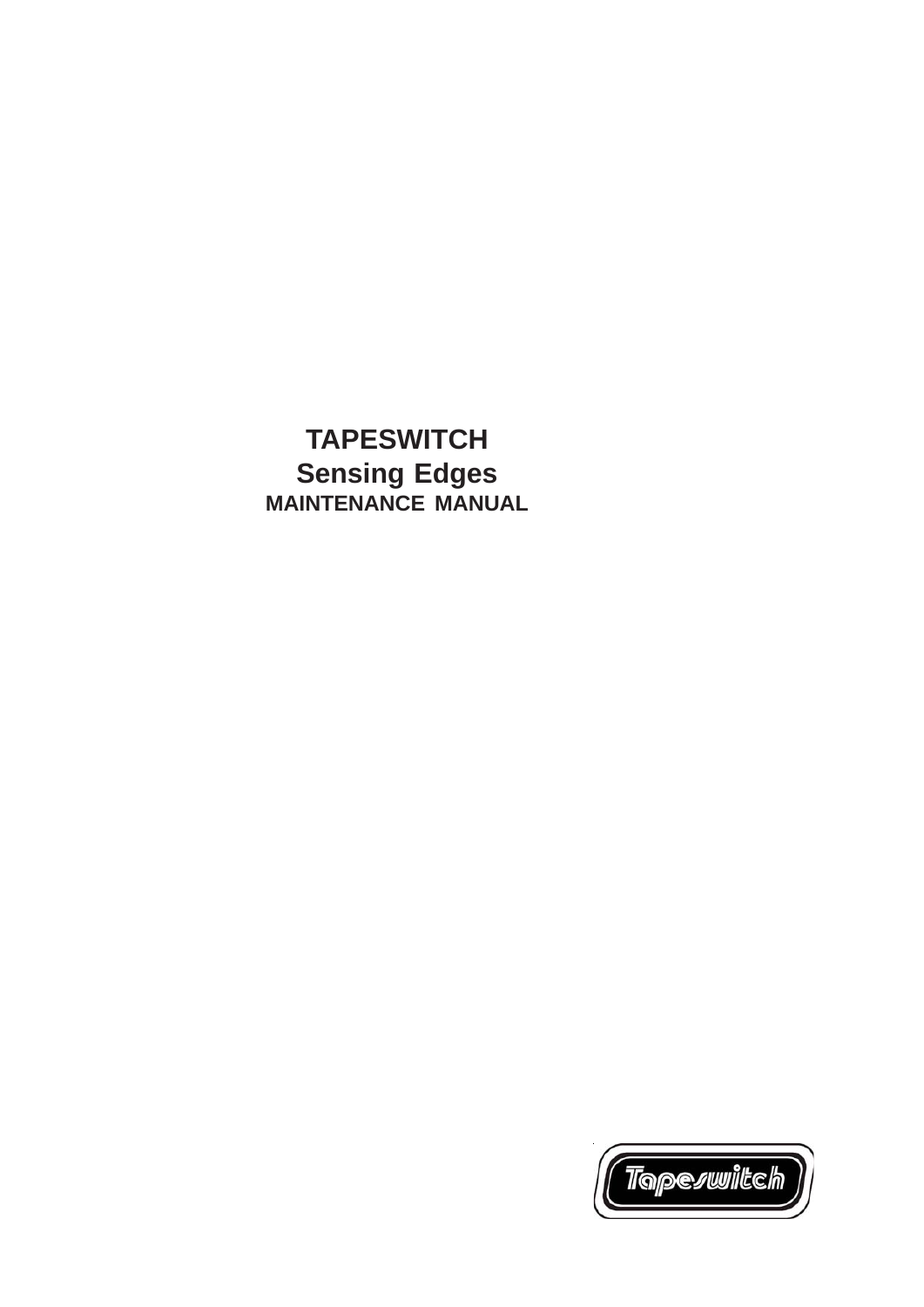# TAPESWITCH

## Sensing Edges

### MAINTENANCE MANUAL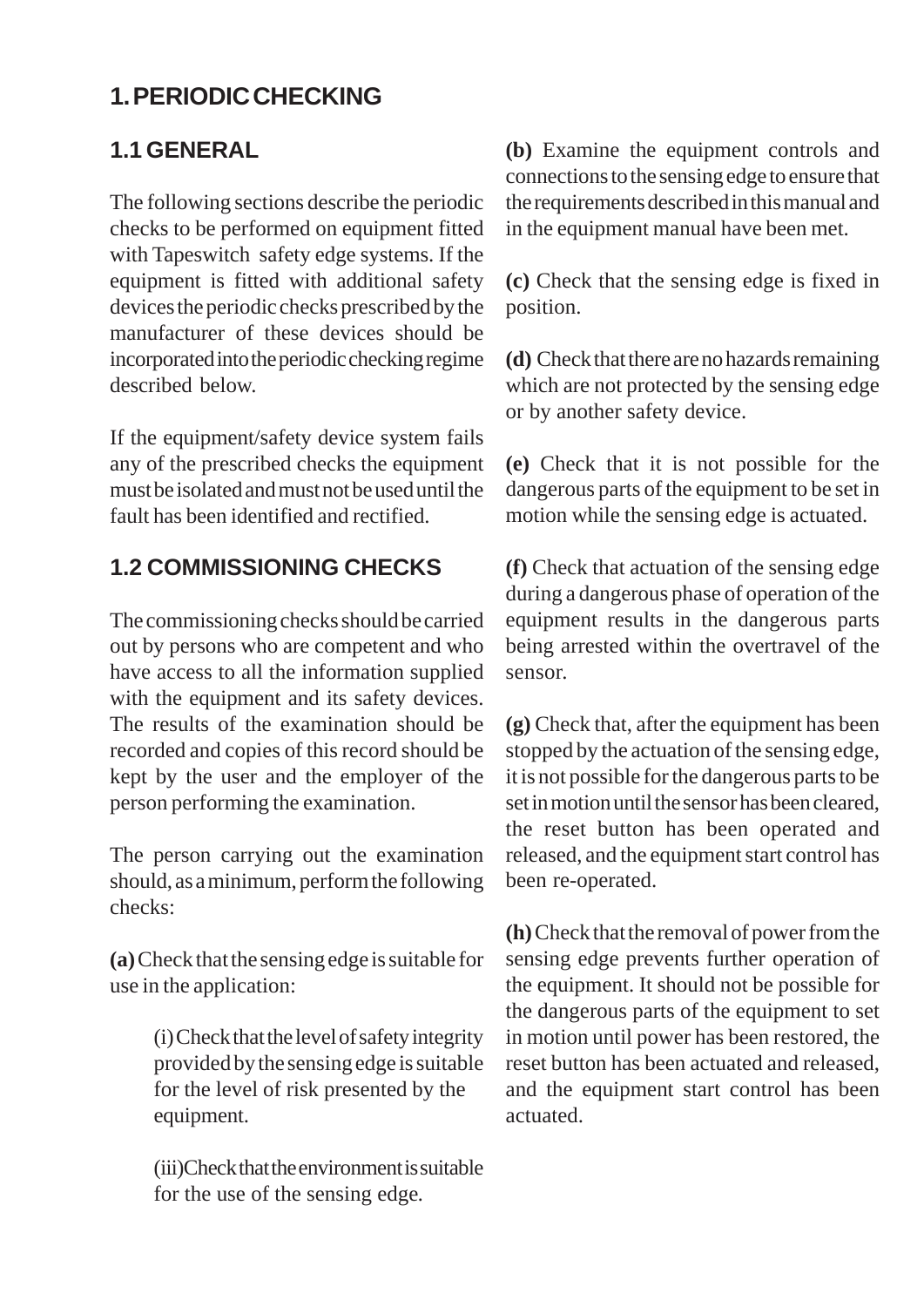# 1. PERIODIC CHECKING

## 1.1 GENERAL

The following sections describe the periodic checks to be performed on equipment fitted with Tapeswitch safety edge systems. If the equipment is fitted with additional safety devices the periodic checks prescribed by the manufacturer of these devices should be incorporated into the periodic checking regime described below.

If the equipment/safety device system fails any of the prescribed checks the equipment must be isolated and must not be used until the fault has been identified and rectified.

## 1.2 COMMISSIONING CHECKS

The commissioning checks should be carried out by persons who are competent and who have access to all the information supplied with the equipment and its safety devices. The results of the examination should be recorded and copies of this record should be kept by the user and the employer of the person performing the examination.

The person carrying out the examination should, as a minimum, perform the following checks:

**(a)** Check that the sensing edge is suitable for use in the application:

> (i) Check that the level of safety integrity provided by the sensing edge is suitable for the level of risk presented by the equipment.
>
> (iii)Check that the environment is suitable for the use of the sensing edge.

**(b)** Examine the equipment controls and connections to the sensing edge to ensure that the requirements described in this manual and in the equipment manual have been met.

**(c)** Check that the sensing edge is fixed in position.

**(d)** Check that there are no hazards remaining which are not protected by the sensing edge or by another safety device.

**(e)** Check that it is not possible for the dangerous parts of the equipment to be set in motion while the sensing edge is actuated.

**(f)** Check that actuation of the sensing edge during a dangerous phase of operation of the equipment results in the dangerous parts being arrested within the overtravel of the sensor.

**(g)** Check that, after the equipment has been stopped by the actuation of the sensing edge, it is not possible for the dangerous parts to be set in motion until the sensor has been cleared, the reset button has been operated and released, and the equipment start control has been re-operated.

**(h)** Check that the removal of power from the sensing edge prevents further operation of the equipment. It should not be possible for the dangerous parts of the equipment to set in motion until power has been restored, the reset button has been actuated and released, and the equipment start control has been actuated.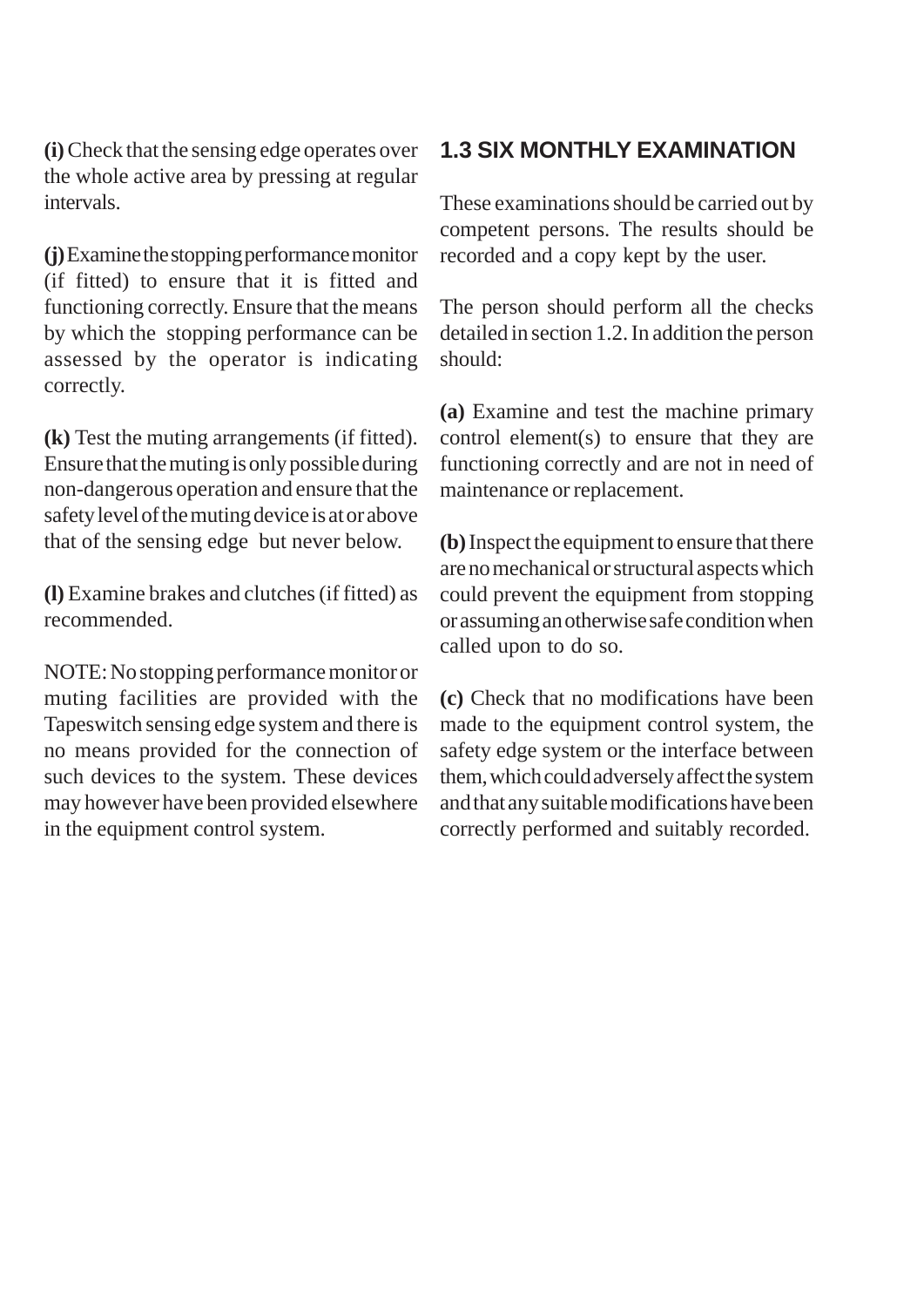**(i)** Check that the sensing edge operates over the whole active area by pressing at regular intervals.

**(j)** Examine the stopping performance monitor (if fitted) to ensure that it is fitted and functioning correctly. Ensure that the means by which the stopping performance can be assessed by the operator is indicating correctly.

**(k)** Test the muting arrangements (if fitted). Ensure that the muting is only possible during non-dangerous operation and ensure that the safety level of the muting device is at or above that of the sensing edge but never below.

**(l)** Examine brakes and clutches (if fitted) as recommended.

NOTE: No stopping performance monitor or muting facilities are provided with the Tapeswitch sensing edge system and there is no means provided for the connection of such devices to the system. These devices may however have been provided elsewhere in the equipment control system.

## 1.3 SIX MONTHLY EXAMINATION

These examinations should be carried out by competent persons. The results should be recorded and a copy kept by the user.

The person should perform all the checks detailed in section 1.2. In addition the person should:

**(a)** Examine and test the machine primary control element(s) to ensure that they are functioning correctly and are not in need of maintenance or replacement.

**(b)** Inspect the equipment to ensure that there are no mechanical or structural aspects which could prevent the equipment from stopping or assuming an otherwise safe condition when called upon to do so.

**(c)** Check that no modifications have been made to the equipment control system, the safety edge system or the interface between them, which could adversely affect the system and that any suitable modifications have been correctly performed and suitably recorded.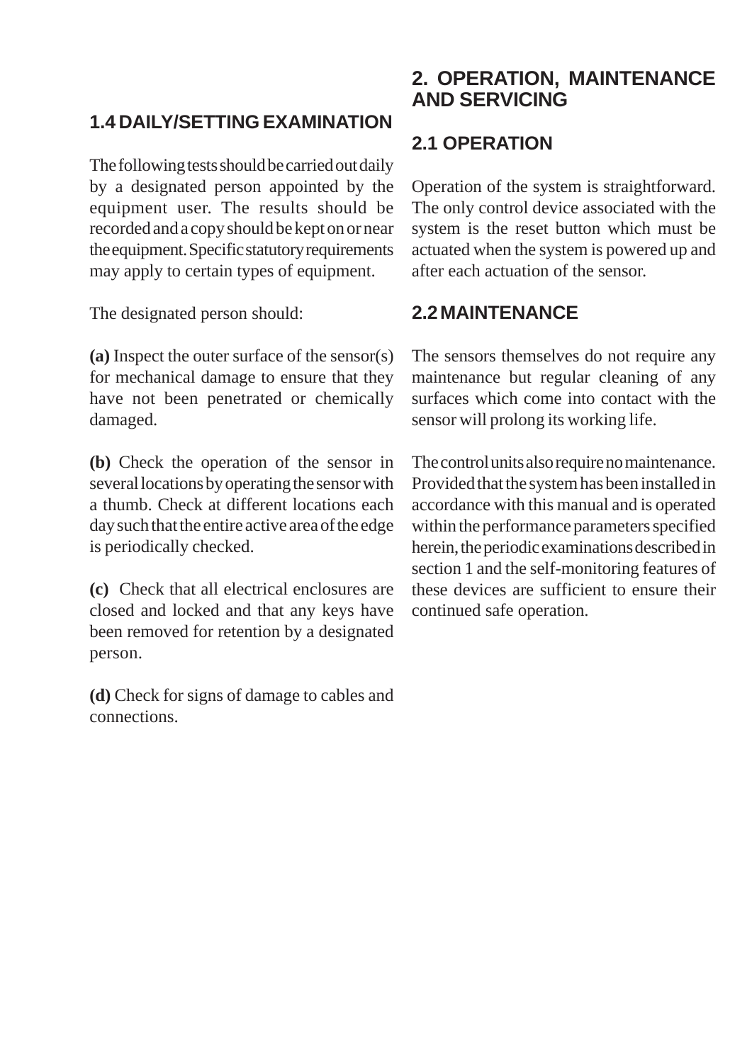### 1.4 DAILY/SETTING EXAMINATION

The following tests should be carried out daily by a designated person appointed by the equipment user. The results should be recorded and a copy should be kept on or near the equipment. Specific statutory requirements may apply to certain types of equipment.

The designated person should:

**(a)** Inspect the outer surface of the sensor(s) for mechanical damage to ensure that they have not been penetrated or chemically damaged.

**(b)** Check the operation of the sensor in several locations by operating the sensor with a thumb. Check at different locations each day such that the entire active area of the edge is periodically checked.

**(c)** Check that all electrical enclosures are closed and locked and that any keys have been removed for retention by a designated person.

**(d)** Check for signs of damage to cables and connections.

## 2. OPERATION, MAINTENANCE AND SERVICING

### 2.1 OPERATION

Operation of the system is straightforward. The only control device associated with the system is the reset button which must be actuated when the system is powered up and after each actuation of the sensor.

### 2.2 MAINTENANCE

The sensors themselves do not require any maintenance but regular cleaning of any surfaces which come into contact with the sensor will prolong its working life.

The control units also require no maintenance. Provided that the system has been installed in accordance with this manual and is operated within the performance parameters specified herein, the periodic examinations described in section 1 and the self-monitoring features of these devices are sufficient to ensure their continued safe operation.